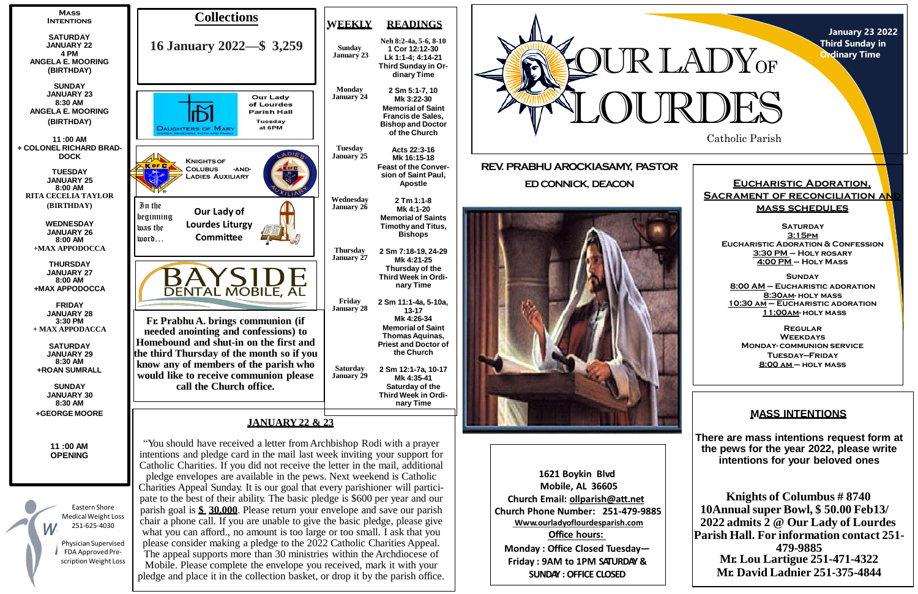# OUR LADY OF LOURDES

Catholic Parish

**January 23 2022**
**Third Sunday in Ordinary Time**

**REV. PRABHU AROCKIASAMY, PASTOR**

**ED CONNICK, DEACON**

## Mass Intentions

**SATURDAY**
**JANUARY 22**
**4 PM**
**ANGELA E. MOORING**
**(BIRTHDAY)**

**SUNDAY**
**JANUARY 23**
**8:30 AM**
**ANGELA E. MOORING**
**(BIRTHDAY)**

**11 :00 AM**
**+ COLONEL RICHARD BRADDOCK**

**TUESDAY**
**JANUARY 25**
**8:00 AM**
**RITA CECELIA TAYLOR**
**(BIRTHDAY)**

**WEDNESDAY**
**JANUARY 26**
**8:00 AM**
**+MAX APPODOCCA**

**THURSDAY**
**JANUARY 27**
**8:00 AM**
**+MAX APPODOCCA**

**FRIDAY**
**JANUARY 28**
**3:30 PM**
**+ MAX APPADOCCA**

**SATURDAY**
**JANUARY 29**
**8:30 AM**
**+ROAN SUMRALL**

**SUNDAY**
**JANUARY 30**
**8:30 AM**
**+GEORGE MOORE**

**11 :00 AM**
**OPENING**

Eastern Shore Medical Weight Loss 251-625-4030

Physician Supervised FDA Approved Prescription Weight Loss

## Collections

**16 January 2022—$ 3,259**

DAUGHTERS OF MARY — WOMEN RENEWING FAITH AND FAMILY

Our Lady of Lourdes Parish Hall Tuesday at 6PM

KNIGHTS OF COLUBUS -AND- LADIES AUXILIARY

In the beginning was the word…

**Our Lady of Lourdes Liturgy Committee**

BAYSIDE DENTAL MOBILE, AL

**Fr. Prabhu A. brings communion (if needed anointing and confessions) to Homebound and shut-in on the first and the third Thursday of the month so if you know any of members of the parish who would like to receive communion please call the Church office.**

## WEEKLY READINGS

| | |
|---|---|
| **Sunday January 23** | **Neh 8:2-4a, 5-6, 8-10**<br>**1 Cor 12:12-30**<br>**Lk 1:1-4; 4:14-21**<br>**Third Sunday in Ordinary Time** |
| **Monday January 24** | **2 Sm 5:1-7, 10**<br>**Mk 3:22-30**<br>**Memorial of Saint Francis de Sales, Bishop and Doctor of the Church** |
| **Tuesday January 25** | **Acts 22:3-16**<br>**Mk 16:15-18**<br>**Feast of the Conversion of Saint Paul, Apostle** |
| **Wednesday January 26** | **2 Tm 1:1-8**<br>**Mk 4:1-20**<br>**Memorial of Saints Timothy and Titus, Bishops** |
| **Thursday January 27** | **2 Sm 7:18-19, 24-29**<br>**Mk 4:21-25**<br>**Thursday of the Third Week in Ordinary Time** |
| **Friday January 28** | **2 Sm 11:1-4a, 5-10a, 13-17**<br>**Mk 4:26-34**<br>**Memorial of Saint Thomas Aquinas, Priest and Doctor of the Church** |
| **Saturday January 29** | **2 Sm 12:1-7a, 10-17**<br>**Mk 4:35-41**<br>**Saturday of the Third Week in Ordinary Time** |

## JANUARY 22 & 23

"You should have received a letter from Archbishop Rodi with a prayer intentions and pledge card in the mail last week inviting your support for Catholic Charities. If you did not receive the letter in the mail, additional pledge envelopes are available in the pews. Next weekend is Catholic Charities Appeal Sunday. It is our goal that every parishioner will participate to the best of their ability. The basic pledge is $600 per year and our parish goal is **$ 30,000**. Please return your envelope and save our parish chair a phone call. If you are unable to give the basic pledge, please give what you can afford., no amount is too large or too small. I ask that you please consider making a pledge to the 2022 Catholic Charities Appeal. The appeal supports more than 30 ministries within the Archdiocese of Mobile. Please complete the envelope you received, mark it with your pledge and place it in the collection basket, or drop it by the parish office.

**1621 Boykin Blvd**
**Mobile, AL 36605**
**Church Email: ollparish@att.net**
**Church Phone Number: 251-479-9885**
**Www.ourladyoflourdesparish.com**
**Office hours:**
**Monday : Office Closed Tuesday—Friday : 9AM to 1PM SATURDAY & SUNDAY : OFFICE CLOSED**

## EUCHARISTIC ADORATION, SACRAMENT OF RECONCILIATION AND MASS SCHEDULES

**SATURDAY**
**3:15PM**
**EUCHARISTIC ADORATION & CONFESSION**
**3:30 PM – HOLY ROSARY**
**4:00 PM – HOLY MASS**

**SUNDAY**
**8:00 AM – EUCHARISTIC ADORATION**
**8:30AM- HOLY MASS**
**10:30 AM – EUCHARISTIC ADORATION**
**11:00AM- HOLY MASS**

**REGULAR**
**WEEKDAYS**
**MONDAY- COMMUNION SERVICE**
**TUESDAY—FRIDAY**
**8:00 AM – HOLY MASS**

## MASS INTENTIONS

**There are mass intentions request form at the pews for the year 2022, please write intentions for your beloved ones**

**Knights of Columbus # 8740 10Annual super Bowl, $ 50.00 Feb13/ 2022 admits 2 @ Our Lady of Lourdes Parish Hall. For information contact 251-479-9885**
**Mr. Lou Lartigue 251-471-4322**
**Mr. David Ladnier 251-375-4844**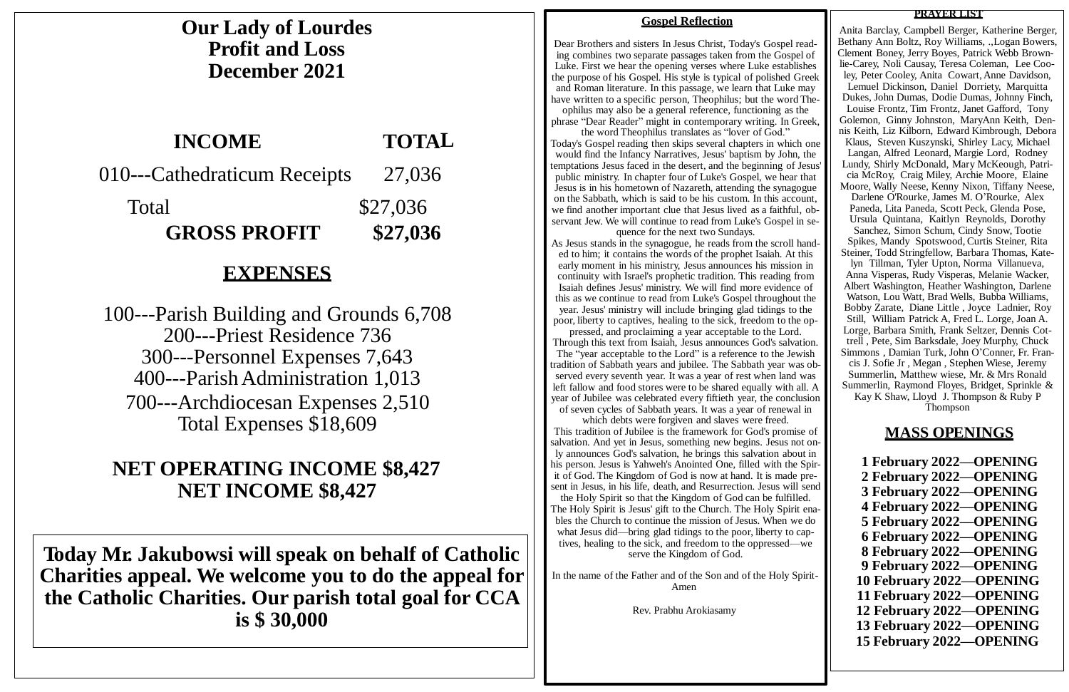# Our Lady of Lourdes
# Profit and Loss
# December 2021

| INCOME | TOTAL |
|---|---|
| 010---Cathedraticum Receipts | 27,036 |
| Total | $27,036 |
| **GROSS PROFIT** | **$27,036** |

## EXPENSES

100---Parish Building and Grounds 6,708
200---Priest Residence 736
300---Personnel Expenses 7,643
400---Parish Administration 1,013
700---Archdiocesan Expenses 2,510
Total Expenses $18,609

**NET OPERATING INCOME $8,427**
**NET INCOME $8,427**

**Today Mr. Jakubowsi will speak on behalf of Catholic Charities appeal. We welcome you to do the appeal for the Catholic Charities. Our parish total goal for CCA is $ 30,000**

## Gospel Reflection

Dear Brothers and sisters In Jesus Christ, Today's Gospel reading combines two separate passages taken from the Gospel of Luke. First we hear the opening verses where Luke establishes the purpose of his Gospel. His style is typical of polished Greek and Roman literature. In this passage, we learn that Luke may have written to a specific person, Theophilus; but the word Theophilus may also be a general reference, functioning as the phrase "Dear Reader" might in contemporary writing. In Greek, the word Theophilus translates as "lover of God."
Today's Gospel reading then skips several chapters in which one would find the Infancy Narratives, Jesus' baptism by John, the temptations Jesus faced in the desert, and the beginning of Jesus' public ministry. In chapter four of Luke's Gospel, we hear that Jesus is in his hometown of Nazareth, attending the synagogue on the Sabbath, which is said to be his custom. In this account, we find another important clue that Jesus lived as a faithful, observant Jew. We will continue to read from Luke's Gospel in sequence for the next two Sundays.
As Jesus stands in the synagogue, he reads from the scroll handed to him; it contains the words of the prophet Isaiah. At this early moment in his ministry, Jesus announces his mission in continuity with Israel's prophetic tradition. This reading from Isaiah defines Jesus' ministry. We will find more evidence of this as we continue to read from Luke's Gospel throughout the year. Jesus' ministry will include bringing glad tidings to the poor, liberty to captives, healing to the sick, freedom to the oppressed, and proclaiming a year acceptable to the Lord.
Through this text from Isaiah, Jesus announces God's salvation. The "year acceptable to the Lord" is a reference to the Jewish tradition of Sabbath years and jubilee. The Sabbath year was observed every seventh year. It was a year of rest when land was left fallow and food stores were to be shared equally with all. A year of Jubilee was celebrated every fiftieth year, the conclusion of seven cycles of Sabbath years. It was a year of renewal in which debts were forgiven and slaves were freed.
This tradition of Jubilee is the framework for God's promise of salvation. And yet in Jesus, something new begins. Jesus not only announces God's salvation, he brings this salvation about in his person. Jesus is Yahweh's Anointed One, filled with the Spirit of God. The Kingdom of God is now at hand. It is made present in Jesus, in his life, death, and Resurrection. Jesus will send the Holy Spirit so that the Kingdom of God can be fulfilled.
The Holy Spirit is Jesus' gift to the Church. The Holy Spirit enables the Church to continue the mission of Jesus. When we do what Jesus did—bring glad tidings to the poor, liberty to captives, healing to the sick, and freedom to the oppressed—we serve the Kingdom of God.

In the name of the Father and of the Son and of the Holy Spirit-Amen

Rev. Prabhu Arokiasamy

## PRAYER LIST

Anita Barclay, Campbell Berger, Katherine Berger, Bethany Ann Boltz, Roy Williams, .,Logan Bowers, Clement Boney, Jerry Boyes, Patrick Webb Brownlie-Carey, Noli Causay, Teresa Coleman, Lee Cooley, Peter Cooley, Anita Cowart, Anne Davidson, Lemuel Dickinson, Daniel Dorriety, Marquitta Dukes, John Dumas, Dodie Dumas, Johnny Finch, Louise Frontz, Tim Frontz, Janet Gafford, Tony Golemon, Ginny Johnston, MaryAnn Keith, Dennis Keith, Liz Kilborn, Edward Kimbrough, Debora Klaus, Steven Kuszynski, Shirley Lacy, Michael Langan, Alfred Leonard, Margie Lord, Rodney Lundy, Shirly McDonald, Mary McKeough, Patricia McRoy, Craig Miley, Archie Moore, Elaine Moore, Wally Neese, Kenny Nixon, Tiffany Neese, Darlene O'Rourke, James M. O'Rourke, Alex Paneda, Lita Paneda, Scott Peck, Glenda Pose, Ursula Quintana, Kaitlyn Reynolds, Dorothy Sanchez, Simon Schum, Cindy Snow, Tootie Spikes, Mandy Spotswood, Curtis Steiner, Rita Steiner, Todd Stringfellow, Barbara Thomas, Katelyn Tillman, Tyler Upton, Norma Villanueva, Anna Visperas, Rudy Visperas, Melanie Wacker, Albert Washington, Heather Washington, Darlene Watson, Lou Watt, Brad Wells, Bubba Williams, Bobby Zarate, Diane Little , Joyce Ladnier, Roy Still, William Patrick A, Fred L. Lorge, Joan A. Lorge, Barbara Smith, Frank Seltzer, Dennis Cottrell , Pete, Sim Barksdale, Joey Murphy, Chuck Simmons , Damian Turk, John O'Conner, Fr. Francis J. Sofie Jr , Megan , Stephen Wiese, Jeremy Summerlin, Matthew wiese, Mr. & Mrs Ronald Summerlin, Raymond Floyes, Bridget, Sprinkle & Kay K Shaw, Lloyd J. Thompson & Ruby P Thompson

## MASS OPENINGS

**1 February 2022—OPENING**
**2 February 2022—OPENING**
**3 February 2022—OPENING**
**4 February 2022—OPENING**
**5 February 2022—OPENING**
**6 February 2022—OPENING**
**8 February 2022—OPENING**
**9 February 2022—OPENING**
**10 February 2022—OPENING**
**11 February 2022—OPENING**
**12 February 2022—OPENING**
**13 February 2022—OPENING**
**15 February 2022—OPENING**